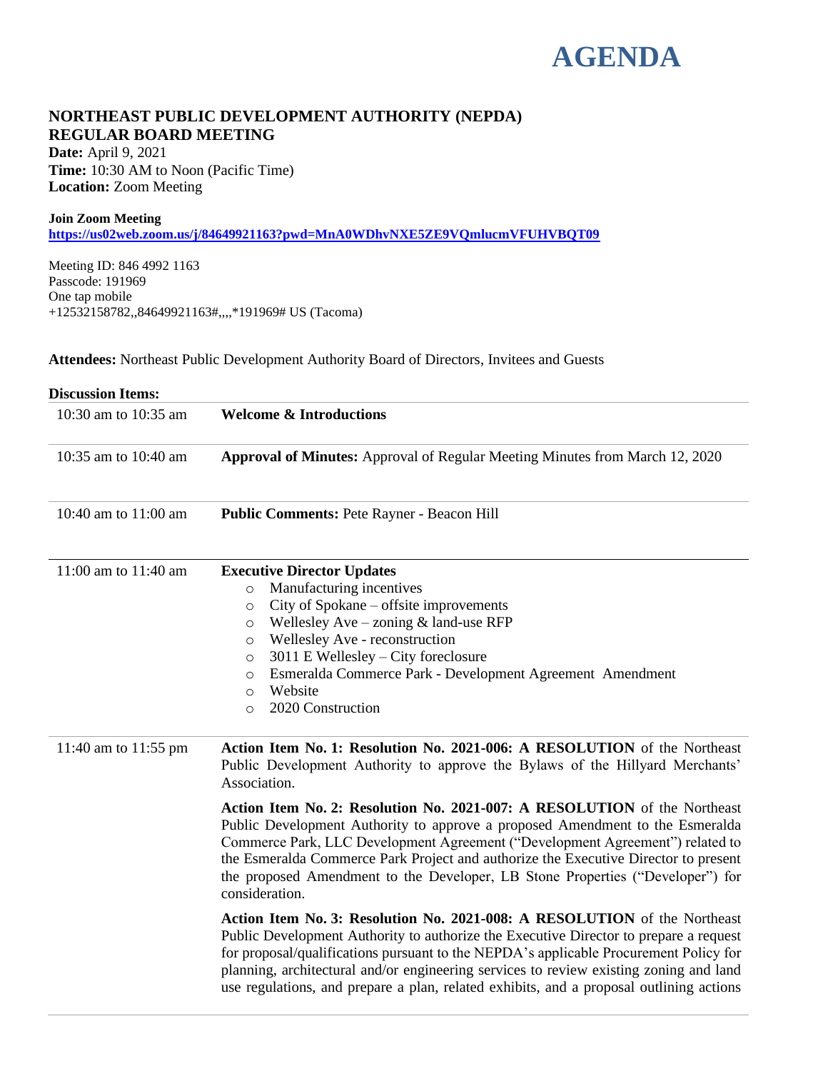# AGENDA

## NORTHEAST PUBLIC DEVELOPMENT AUTHORITY (NEPDA)
## REGULAR BOARD MEETING

**Date:** April 9, 2021
**Time:** 10:30 AM to Noon (Pacific Time)
**Location:** Zoom Meeting

**Join Zoom Meeting**
**https://us02web.zoom.us/j/84649921163?pwd=MnA0WDhvNXE5ZE9VQmlucmVFUHVBQT09**

Meeting ID: 846 4992 1163
Passcode: 191969
One tap mobile
+12532158782,,84649921163#,,,,*191969# US (Tacoma)

**Attendees:** Northeast Public Development Authority Board of Directors, Invitees and Guests

**Discussion Items:**

| | |
|---|---|
| 10:30 am to 10:35 am | **Welcome & Introductions** |
| 10:35 am to 10:40 am | **Approval of Minutes:** Approval of Regular Meeting Minutes from March 12, 2020 |
| 10:40 am to 11:00 am | **Public Comments:** Pete Rayner - Beacon Hill |
| 11:00 am to 11:40 am | **Executive Director Updates**<br>○ Manufacturing incentives<br>○ City of Spokane – offsite improvements<br>○ Wellesley Ave – zoning & land-use RFP<br>○ Wellesley Ave - reconstruction<br>○ 3011 E Wellesley – City foreclosure<br>○ Esmeralda Commerce Park - Development Agreement Amendment<br>○ Website<br>○ 2020 Construction |
| 11:40 am to 11:55 pm | **Action Item No. 1: Resolution No. 2021-006: A RESOLUTION** of the Northeast Public Development Authority to approve the Bylaws of the Hillyard Merchants' Association.<br><br>**Action Item No. 2: Resolution No. 2021-007: A RESOLUTION** of the Northeast Public Development Authority to approve a proposed Amendment to the Esmeralda Commerce Park, LLC Development Agreement ("Development Agreement") related to the Esmeralda Commerce Park Project and authorize the Executive Director to present the proposed Amendment to the Developer, LB Stone Properties ("Developer") for consideration.<br><br>**Action Item No. 3: Resolution No. 2021-008: A RESOLUTION** of the Northeast Public Development Authority to authorize the Executive Director to prepare a request for proposal/qualifications pursuant to the NEPDA's applicable Procurement Policy for planning, architectural and/or engineering services to review existing zoning and land use regulations, and prepare a plan, related exhibits, and a proposal outlining actions |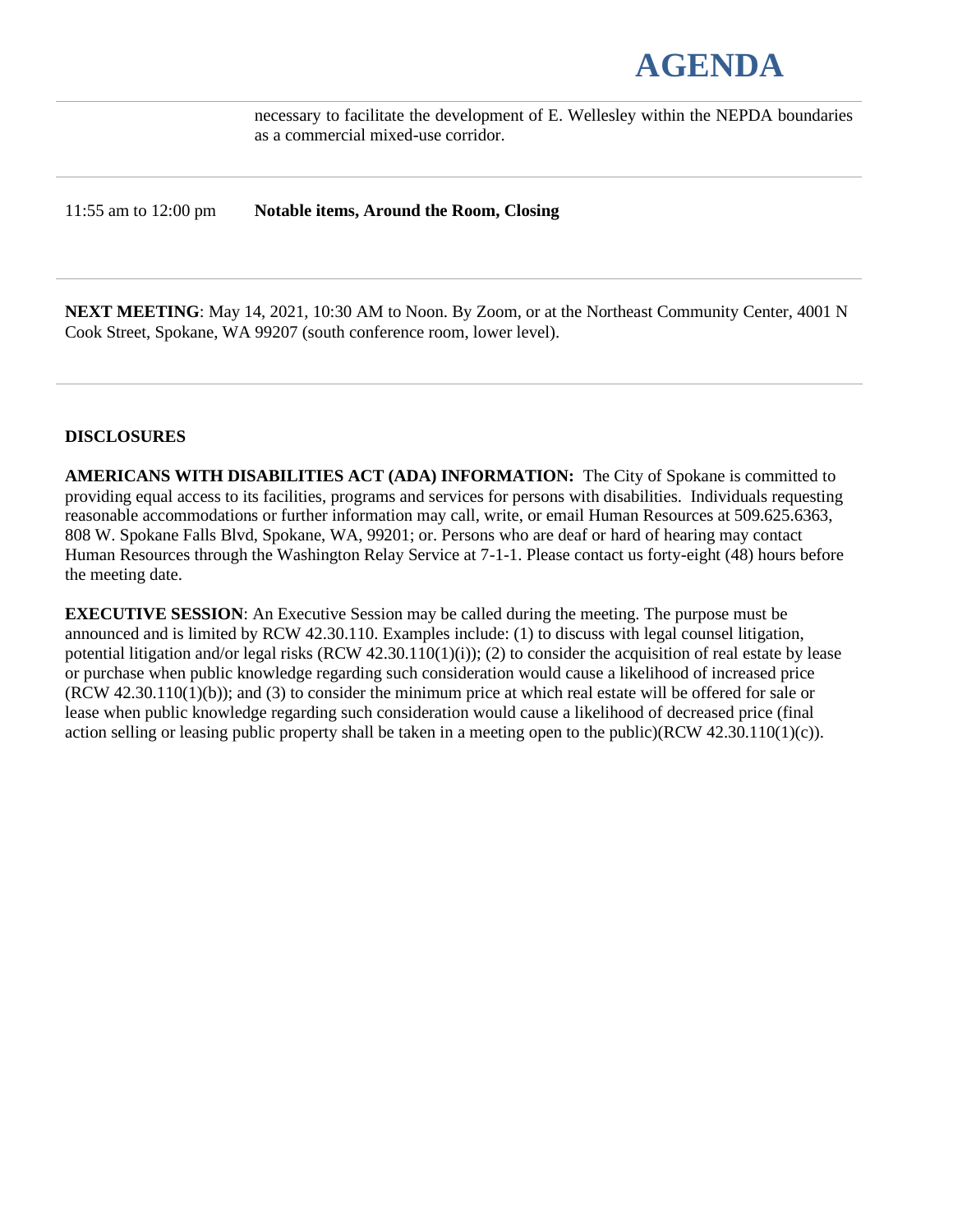necessary to facilitate the development of E. Wellesley within the NEPDA boundaries as a commercial mixed-use corridor.

| | |
|---|---|
| 11:55 am to 12:00 pm | **Notable items, Around the Room, Closing** |

**NEXT MEETING**: May 14, 2021, 10:30 AM to Noon. By Zoom, or at the Northeast Community Center, 4001 N Cook Street, Spokane, WA 99207 (south conference room, lower level).

**DISCLOSURES**

**AMERICANS WITH DISABILITIES ACT (ADA) INFORMATION:** The City of Spokane is committed to providing equal access to its facilities, programs and services for persons with disabilities. Individuals requesting reasonable accommodations or further information may call, write, or email Human Resources at 509.625.6363, 808 W. Spokane Falls Blvd, Spokane, WA, 99201; or. Persons who are deaf or hard of hearing may contact Human Resources through the Washington Relay Service at 7-1-1. Please contact us forty-eight (48) hours before the meeting date.

**EXECUTIVE SESSION**: An Executive Session may be called during the meeting. The purpose must be announced and is limited by RCW 42.30.110. Examples include: (1) to discuss with legal counsel litigation, potential litigation and/or legal risks (RCW 42.30.110(1)(i)); (2) to consider the acquisition of real estate by lease or purchase when public knowledge regarding such consideration would cause a likelihood of increased price (RCW 42.30.110(1)(b)); and (3) to consider the minimum price at which real estate will be offered for sale or lease when public knowledge regarding such consideration would cause a likelihood of decreased price (final action selling or leasing public property shall be taken in a meeting open to the public)(RCW 42.30.110(1)(c)).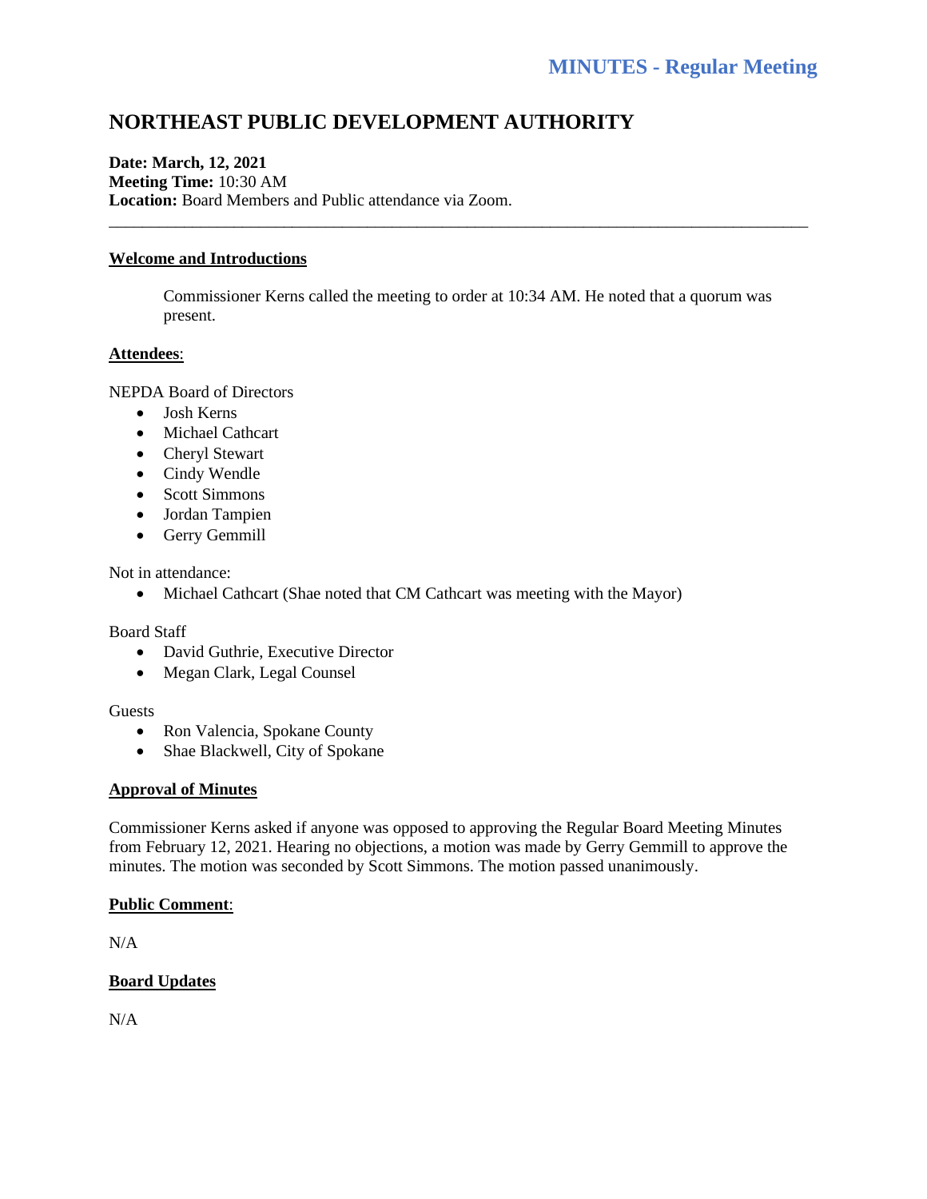# MINUTES - Regular Meeting

## NORTHEAST PUBLIC DEVELOPMENT AUTHORITY

**Date: March, 12, 2021**
**Meeting Time:** 10:30 AM
**Location:** Board Members and Public attendance via Zoom.

---

### Welcome and Introductions

Commissioner Kerns called the meeting to order at 10:34 AM. He noted that a quorum was present.

### Attendees:

NEPDA Board of Directors

- Josh Kerns
- Michael Cathcart
- Cheryl Stewart
- Cindy Wendle
- Scott Simmons
- Jordan Tampien
- Gerry Gemmill

Not in attendance:

- Michael Cathcart (Shae noted that CM Cathcart was meeting with the Mayor)

Board Staff

- David Guthrie, Executive Director
- Megan Clark, Legal Counsel

Guests

- Ron Valencia, Spokane County
- Shae Blackwell, City of Spokane

### Approval of Minutes

Commissioner Kerns asked if anyone was opposed to approving the Regular Board Meeting Minutes from February 12, 2021. Hearing no objections, a motion was made by Gerry Gemmill to approve the minutes. The motion was seconded by Scott Simmons. The motion passed unanimously.

### Public Comment:

N/A

### Board Updates

N/A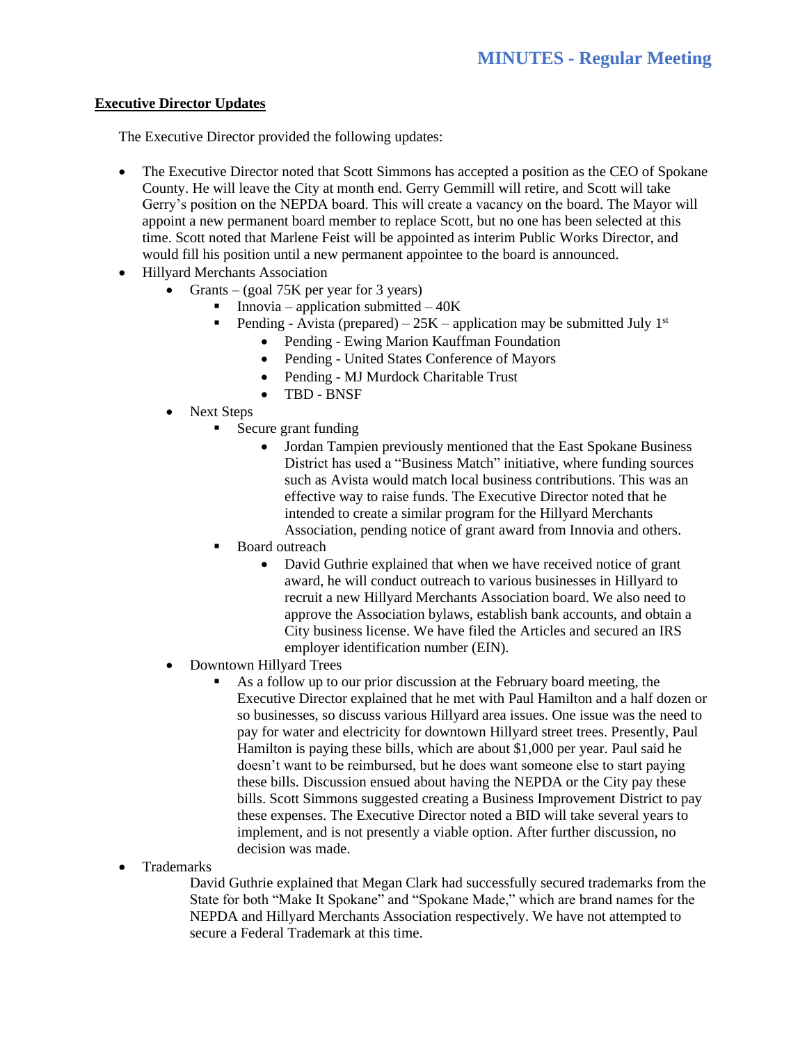**Executive Director Updates**

The Executive Director provided the following updates:

- The Executive Director noted that Scott Simmons has accepted a position as the CEO of Spokane County. He will leave the City at month end. Gerry Gemmill will retire, and Scott will take Gerry's position on the NEPDA board. This will create a vacancy on the board. The Mayor will appoint a new permanent board member to replace Scott, but no one has been selected at this time. Scott noted that Marlene Feist will be appointed as interim Public Works Director, and would fill his position until a new permanent appointee to the board is announced.
- Hillyard Merchants Association
  - Grants – (goal 75K per year for 3 years)
    - Innovia – application submitted – 40K
    - Pending - Avista (prepared) – 25K – application may be submitted July 1st
      - Pending - Ewing Marion Kauffman Foundation
      - Pending - United States Conference of Mayors
      - Pending - MJ Murdock Charitable Trust
      - TBD - BNSF
  - Next Steps
    - Secure grant funding
      - Jordan Tampien previously mentioned that the East Spokane Business District has used a "Business Match" initiative, where funding sources such as Avista would match local business contributions. This was an effective way to raise funds. The Executive Director noted that he intended to create a similar program for the Hillyard Merchants Association, pending notice of grant award from Innovia and others.
    - Board outreach
      - David Guthrie explained that when we have received notice of grant award, he will conduct outreach to various businesses in Hillyard to recruit a new Hillyard Merchants Association board. We also need to approve the Association bylaws, establish bank accounts, and obtain a City business license. We have filed the Articles and secured an IRS employer identification number (EIN).
  - Downtown Hillyard Trees
    - As a follow up to our prior discussion at the February board meeting, the Executive Director explained that he met with Paul Hamilton and a half dozen or so businesses, so discuss various Hillyard area issues. One issue was the need to pay for water and electricity for downtown Hillyard street trees. Presently, Paul Hamilton is paying these bills, which are about $1,000 per year. Paul said he doesn't want to be reimbursed, but he does want someone else to start paying these bills. Discussion ensued about having the NEPDA or the City pay these bills. Scott Simmons suggested creating a Business Improvement District to pay these expenses. The Executive Director noted a BID will take several years to implement, and is not presently a viable option. After further discussion, no decision was made.
- Trademarks

  David Guthrie explained that Megan Clark had successfully secured trademarks from the State for both "Make It Spokane" and "Spokane Made," which are brand names for the NEPDA and Hillyard Merchants Association respectively. We have not attempted to secure a Federal Trademark at this time.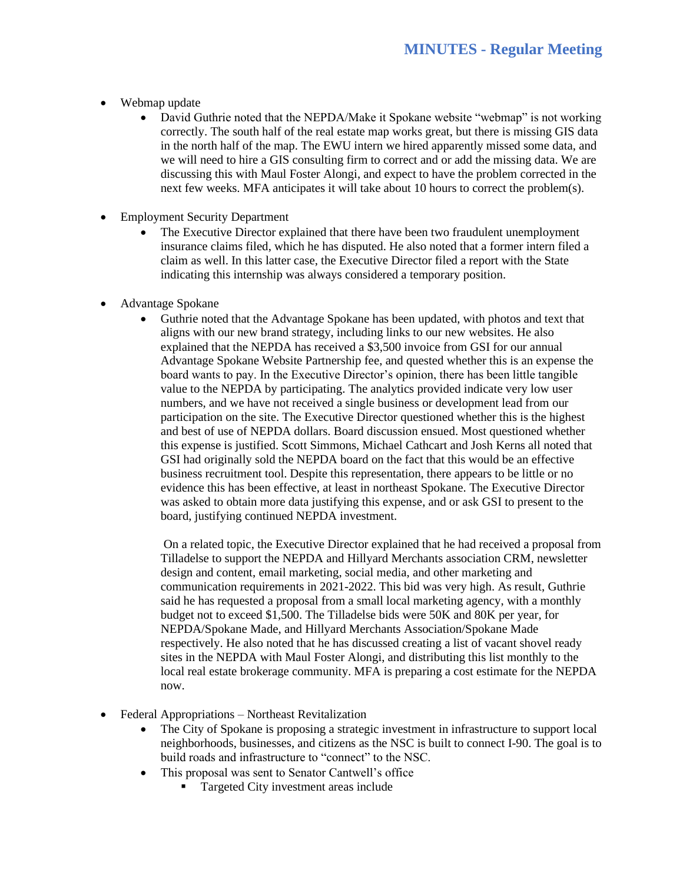- Webmap update
  - David Guthrie noted that the NEPDA/Make it Spokane website "webmap" is not working correctly. The south half of the real estate map works great, but there is missing GIS data in the north half of the map. The EWU intern we hired apparently missed some data, and we will need to hire a GIS consulting firm to correct and or add the missing data. We are discussing this with Maul Foster Alongi, and expect to have the problem corrected in the next few weeks. MFA anticipates it will take about 10 hours to correct the problem(s).

- Employment Security Department
  - The Executive Director explained that there have been two fraudulent unemployment insurance claims filed, which he has disputed. He also noted that a former intern filed a claim as well. In this latter case, the Executive Director filed a report with the State indicating this internship was always considered a temporary position.

- Advantage Spokane
  - Guthrie noted that the Advantage Spokane has been updated, with photos and text that aligns with our new brand strategy, including links to our new websites. He also explained that the NEPDA has received a $3,500 invoice from GSI for our annual Advantage Spokane Website Partnership fee, and quested whether this is an expense the board wants to pay. In the Executive Director's opinion, there has been little tangible value to the NEPDA by participating. The analytics provided indicate very low user numbers, and we have not received a single business or development lead from our participation on the site. The Executive Director questioned whether this is the highest and best of use of NEPDA dollars. Board discussion ensued. Most questioned whether this expense is justified. Scott Simmons, Michael Cathcart and Josh Kerns all noted that GSI had originally sold the NEPDA board on the fact that this would be an effective business recruitment tool. Despite this representation, there appears to be little or no evidence this has been effective, at least in northeast Spokane. The Executive Director was asked to obtain more data justifying this expense, and or ask GSI to present to the board, justifying continued NEPDA investment.

    On a related topic, the Executive Director explained that he had received a proposal from Tilladelse to support the NEPDA and Hillyard Merchants association CRM, newsletter design and content, email marketing, social media, and other marketing and communication requirements in 2021-2022. This bid was very high. As result, Guthrie said he has requested a proposal from a small local marketing agency, with a monthly budget not to exceed $1,500. The Tilladelse bids were 50K and 80K per year, for NEPDA/Spokane Made, and Hillyard Merchants Association/Spokane Made respectively. He also noted that he has discussed creating a list of vacant shovel ready sites in the NEPDA with Maul Foster Alongi, and distributing this list monthly to the local real estate brokerage community. MFA is preparing a cost estimate for the NEPDA now.

- Federal Appropriations – Northeast Revitalization
  - The City of Spokane is proposing a strategic investment in infrastructure to support local neighborhoods, businesses, and citizens as the NSC is built to connect I-90. The goal is to build roads and infrastructure to "connect" to the NSC.
  - This proposal was sent to Senator Cantwell's office
    - Targeted City investment areas include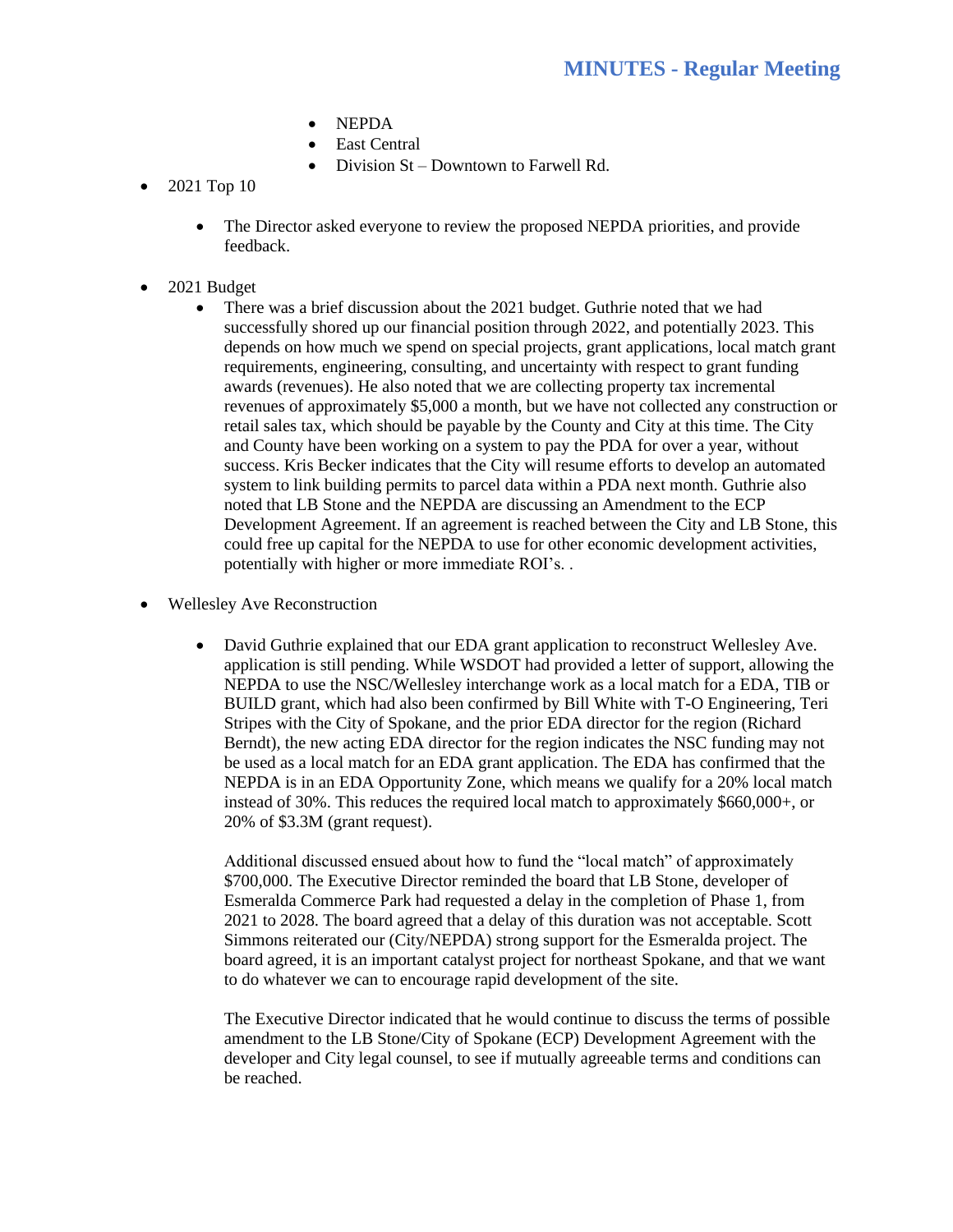- NEPDA
    - East Central
    - Division St – Downtown to Farwell Rd.

- 2021 Top 10

    - The Director asked everyone to review the proposed NEPDA priorities, and provide feedback.

- 2021 Budget
    - There was a brief discussion about the 2021 budget. Guthrie noted that we had successfully shored up our financial position through 2022, and potentially 2023. This depends on how much we spend on special projects, grant applications, local match grant requirements, engineering, consulting, and uncertainty with respect to grant funding awards (revenues). He also noted that we are collecting property tax incremental revenues of approximately $5,000 a month, but we have not collected any construction or retail sales tax, which should be payable by the County and City at this time. The City and County have been working on a system to pay the PDA for over a year, without success. Kris Becker indicates that the City will resume efforts to develop an automated system to link building permits to parcel data within a PDA next month. Guthrie also noted that LB Stone and the NEPDA are discussing an Amendment to the ECP Development Agreement. If an agreement is reached between the City and LB Stone, this could free up capital for the NEPDA to use for other economic development activities, potentially with higher or more immediate ROI's. .

- Wellesley Ave Reconstruction

    - David Guthrie explained that our EDA grant application to reconstruct Wellesley Ave. application is still pending. While WSDOT had provided a letter of support, allowing the NEPDA to use the NSC/Wellesley interchange work as a local match for a EDA, TIB or BUILD grant, which had also been confirmed by Bill White with T-O Engineering, Teri Stripes with the City of Spokane, and the prior EDA director for the region (Richard Berndt), the new acting EDA director for the region indicates the NSC funding may not be used as a local match for an EDA grant application. The EDA has confirmed that the NEPDA is in an EDA Opportunity Zone, which means we qualify for a 20% local match instead of 30%. This reduces the required local match to approximately $660,000+, or 20% of $3.3M (grant request).

      Additional discussed ensued about how to fund the "local match" of approximately $700,000. The Executive Director reminded the board that LB Stone, developer of Esmeralda Commerce Park had requested a delay in the completion of Phase 1, from 2021 to 2028. The board agreed that a delay of this duration was not acceptable. Scott Simmons reiterated our (City/NEPDA) strong support for the Esmeralda project. The board agreed, it is an important catalyst project for northeast Spokane, and that we want to do whatever we can to encourage rapid development of the site.

      The Executive Director indicated that he would continue to discuss the terms of possible amendment to the LB Stone/City of Spokane (ECP) Development Agreement with the developer and City legal counsel, to see if mutually agreeable terms and conditions can be reached.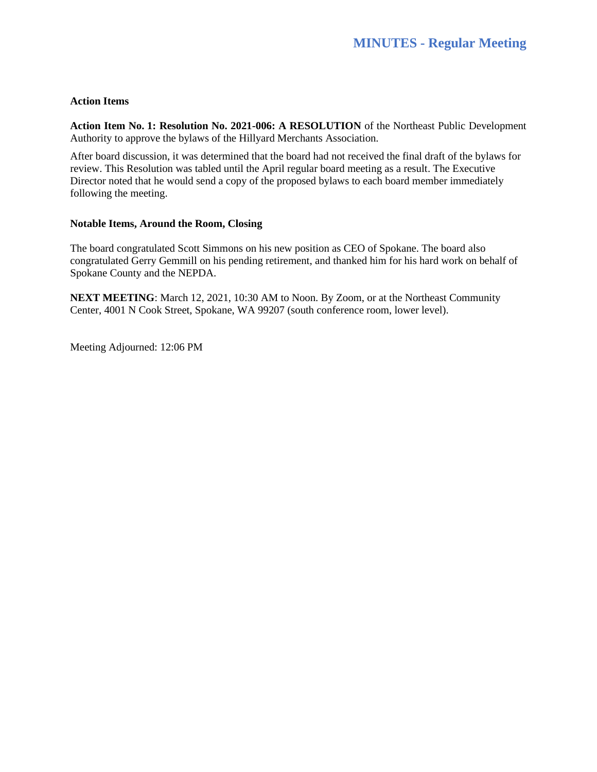**Action Items**

**Action Item No. 1: Resolution No. 2021-006: A RESOLUTION** of the Northeast Public Development Authority to approve the bylaws of the Hillyard Merchants Association.

After board discussion, it was determined that the board had not received the final draft of the bylaws for review. This Resolution was tabled until the April regular board meeting as a result. The Executive Director noted that he would send a copy of the proposed bylaws to each board member immediately following the meeting.

**Notable Items, Around the Room, Closing**

The board congratulated Scott Simmons on his new position as CEO of Spokane. The board also congratulated Gerry Gemmill on his pending retirement, and thanked him for his hard work on behalf of Spokane County and the NEPDA.

**NEXT MEETING**: March 12, 2021, 10:30 AM to Noon. By Zoom, or at the Northeast Community Center, 4001 N Cook Street, Spokane, WA 99207 (south conference room, lower level).

Meeting Adjourned: 12:06 PM